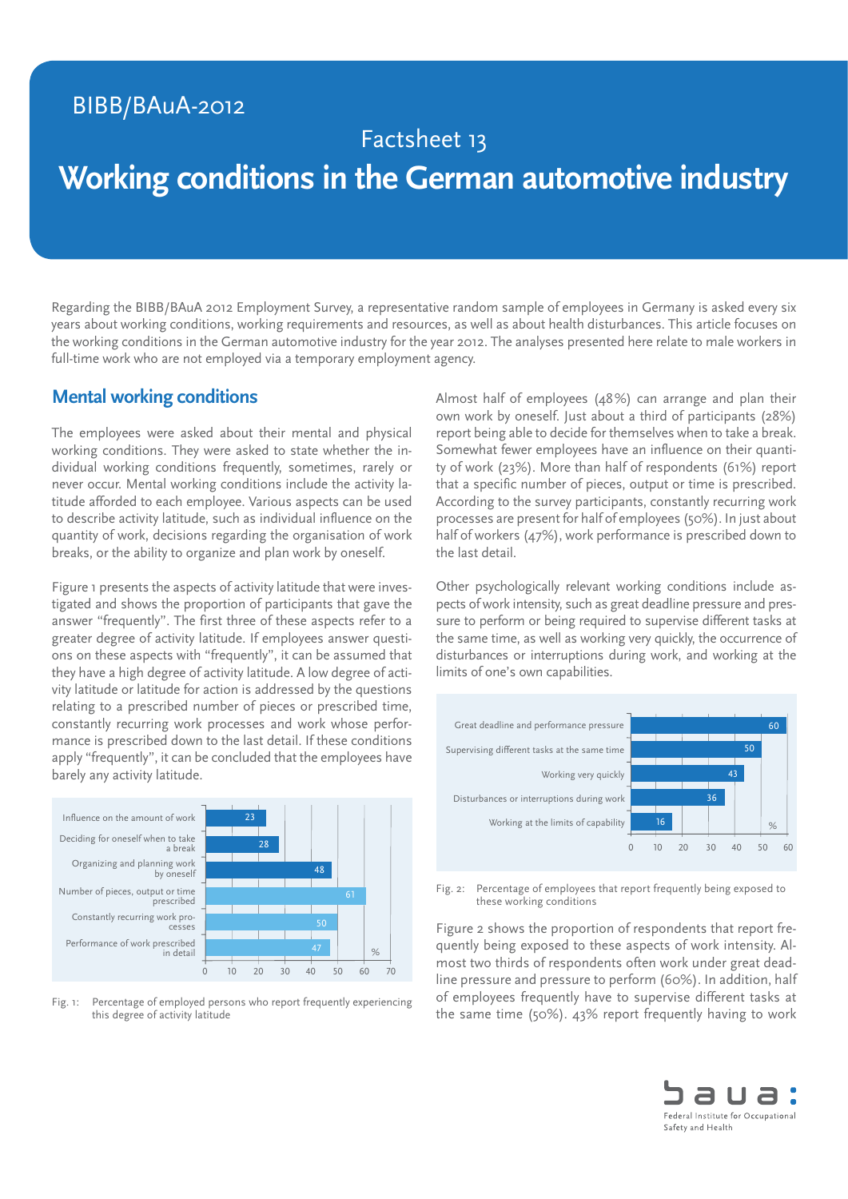BIBB/BAuA-2012

Factsheet 13

# Working conditions in the German automotive industry

Regarding the BIBB/BAuA 2012 Employment Survey, a representative random sample of employees in Germany is asked every six years about working conditions, working requirements and resources, as well as about health disturbances. This article focuses on the working conditions in the German automotive industry for the year 2012. The analyses presented here relate to male workers in full-time work who are not employed via a temporary employment agency.

## Mental working conditions

The employees were asked about their mental and physical working conditions. They were asked to state whether the individual working conditions frequently, sometimes, rarely or never occur. Mental working conditions include the activity latitude afforded to each employee. Various aspects can be used to describe activity latitude, such as individual influence on the quantity of work, decisions regarding the organisation of work breaks, or the ability to organize and plan work by oneself.

Figure 1 presents the aspects of activity latitude that were investigated and shows the proportion of participants that gave the answer "frequently". The first three of these aspects refer to a greater degree of activity latitude. If employees answer questions on these aspects with "frequently", it can be assumed that they have a high degree of activity latitude. A low degree of activity latitude or latitude for action is addressed by the questions relating to a prescribed number of pieces or prescribed time, constantly recurring work processes and work whose performance is prescribed down to the last detail. If these conditions apply "frequently", it can be concluded that the employees have barely any activity latitude.

| Activity latitude | % |
|---|---|
| Influence on the amount of work | 23 |
| Deciding for oneself when to take a break | 28 |
| Organizing and planning work by oneself | 48 |
| Number of pieces, output or time prescribed | 61 |
| Constantly recurring work processes | 50 |
| Performance of work prescribed in detail | 47 |

Fig. 1: Percentage of employed persons who report frequently experiencing this degree of activity latitude

Almost half of employees (48%) can arrange and plan their own work by oneself. Just about a third of participants (28%) report being able to decide for themselves when to take a break. Somewhat fewer employees have an influence on their quantity of work (23%). More than half of respondents (61%) report that a specific number of pieces, output or time is prescribed. According to the survey participants, constantly recurring work processes are present for half of employees (50%). In just about half of workers (47%), work performance is prescribed down to the last detail.

Other psychologically relevant working conditions include aspects of work intensity, such as great deadline pressure and pressure to perform or being required to supervise different tasks at the same time, as well as working very quickly, the occurrence of disturbances or interruptions during work, and working at the limits of one's own capabilities.

| Working condition | % |
|---|---|
| Great deadline and performance pressure | 60 |
| Supervising different tasks at the same time | 50 |
| Working very quickly | 43 |
| Disturbances or interruptions during work | 36 |
| Working at the limits of capability | 16 |

Fig. 2: Percentage of employees that report frequently being exposed to these working conditions

Figure 2 shows the proportion of respondents that report frequently being exposed to these aspects of work intensity. Almost two thirds of respondents often work under great deadline pressure and pressure to perform (60%). In addition, half of employees frequently have to supervise different tasks at the same time (50%). 43% report frequently having to work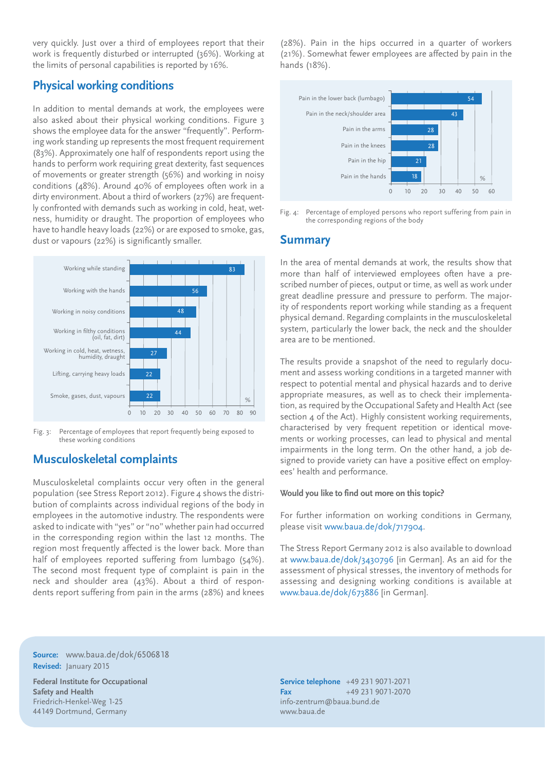very quickly. Just over a third of employees report that their work is frequently disturbed or interrupted (36%). Working at the limits of personal capabilities is reported by 16%.

## Physical working conditions

In addition to mental demands at work, the employees were also asked about their physical working conditions. Figure 3 shows the employee data for the answer "frequently". Performing work standing up represents the most frequent requirement (83%). Approximately one half of respondents report using the hands to perform work requiring great dexterity, fast sequences of movements or greater strength (56%) and working in noisy conditions (48%). Around 40% of employees often work in a dirty environment. About a third of workers (27%) are frequently confronted with demands such as working in cold, heat, wetness, humidity or draught. The proportion of employees who have to handle heavy loads (22%) or are exposed to smoke, gas, dust or vapours (22%) is significantly smaller.

Working while standing 83
Working with the hands 56
Working in noisy conditions 48
Working in filthy conditions (oil, fat, dirt) 44
Working in cold, heat, wetness, humidity, draught 27
Lifting, carrying heavy loads 22
Smoke, gases, dust, vapours 22
%
0 10 20 30 40 50 60 70 80 90

Fig. 3: Percentage of employees that report frequently being exposed to these working conditions

## Musculoskeletal complaints

Musculoskeletal complaints occur very often in the general population (see Stress Report 2012). Figure 4 shows the distribution of complaints across individual regions of the body in employees in the automotive industry. The respondents were asked to indicate with "yes" or "no" whether pain had occurred in the corresponding region within the last 12 months. The region most frequently affected is the lower back. More than half of employees reported suffering from lumbago (54%). The second most frequent type of complaint is pain in the neck and shoulder area (43%). About a third of respondents report suffering from pain in the arms (28%) and knees (28%). Pain in the hips occurred in a quarter of workers (21%). Somewhat fewer employees are affected by pain in the hands (18%).

Pain in the lower back (lumbago) 54
Pain in the neck/shoulder area 43
Pain in the arms 28
Pain in the knees 28
Pain in the hip 21
Pain in the hands 18
%
0 10 20 30 40 50 60

Fig. 4: Percentage of employed persons who report suffering from pain in the corresponding regions of the body

## Summary

In the area of mental demands at work, the results show that more than half of interviewed employees often have a prescribed number of pieces, output or time, as well as work under great deadline pressure and pressure to perform. The majority of respondents report working while standing as a frequent physical demand. Regarding complaints in the musculoskeletal system, particularly the lower back, the neck and the shoulder area are to be mentioned.

The results provide a snapshot of the need to regularly document and assess working conditions in a targeted manner with respect to potential mental and physical hazards and to derive appropriate measures, as well as to check their implementation, as required by the Occupational Safety and Health Act (see section 4 of the Act). Highly consistent working requirements, characterised by very frequent repetition or identical movements or working processes, can lead to physical and mental impairments in the long term. On the other hand, a job designed to provide variety can have a positive effect on employees' health and performance.

**Would you like to find out more on this topic?**

For further information on working conditions in Germany, please visit www.baua.de/dok/717904.

The Stress Report Germany 2012 is also available to download at www.baua.de/dok/3430796 [in German]. As an aid for the assessment of physical stresses, the inventory of methods for assessing and designing working conditions is available at www.baua.de/dok/673886 [in German].

**Source:** www.baua.de/dok/6506818
**Revised:** January 2015

**Federal Institute for Occupational Safety and Health**
Friedrich-Henkel-Weg 1-25
44149 Dortmund, Germany

**Service telephone** +49 231 9071-2071
**Fax** +49 231 9071-2070
info-zentrum@baua.bund.de
www.baua.de